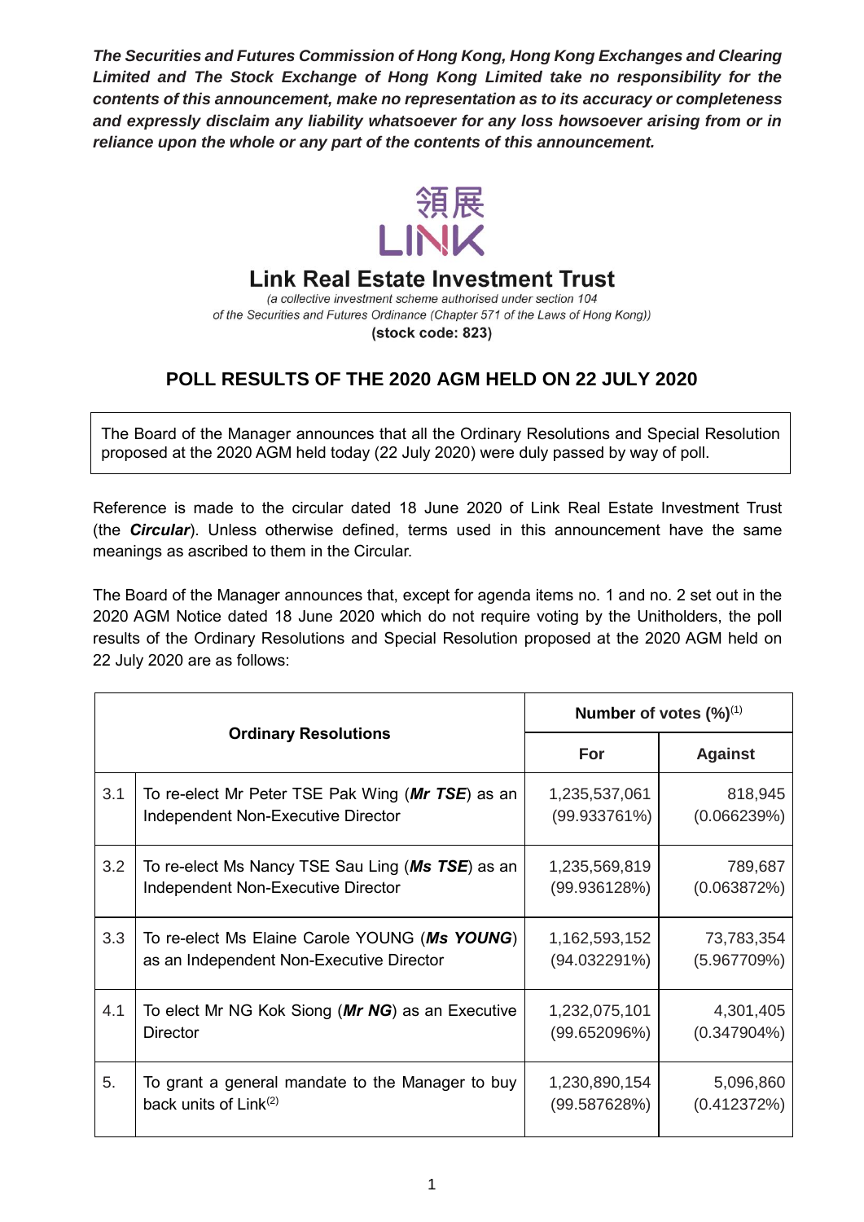*The Securities and Futures Commission of Hong Kong, Hong Kong Exchanges and Clearing Limited and The Stock Exchange of Hong Kong Limited take no responsibility for the contents of this announcement, make no representation as to its accuracy or completeness and expressly disclaim any liability whatsoever for any loss howsoever arising from or in reliance upon the whole or any part of the contents of this announcement.*

領展
LINK

# Link Real Estate Investment Trust

*(a collective investment scheme authorised under section 104 of the Securities and Futures Ordinance (Chapter 571 of the Laws of Hong Kong))*

**(stock code: 823)**

## POLL RESULTS OF THE 2020 AGM HELD ON 22 JULY 2020

The Board of the Manager announces that all the Ordinary Resolutions and Special Resolution proposed at the 2020 AGM held today (22 July 2020) were duly passed by way of poll.

Reference is made to the circular dated 18 June 2020 of Link Real Estate Investment Trust (the ***Circular***). Unless otherwise defined, terms used in this announcement have the same meanings as ascribed to them in the Circular.

The Board of the Manager announces that, except for agenda items no. 1 and no. 2 set out in the 2020 AGM Notice dated 18 June 2020 which do not require voting by the Unitholders, the poll results of the Ordinary Resolutions and Special Resolution proposed at the 2020 AGM held on 22 July 2020 are as follows:

| **Ordinary Resolutions** | | **Number of votes (%)**[(1)] | |
|---|---|---|---|
| | | **For** | **Against** |
| 3.1 | To re-elect Mr Peter TSE Pak Wing (***Mr TSE***) as an Independent Non-Executive Director | 1,235,537,061 (99.933761%) | 818,945 (0.066239%) |
| 3.2 | To re-elect Ms Nancy TSE Sau Ling (***Ms TSE***) as an Independent Non-Executive Director | 1,235,569,819 (99.936128%) | 789,687 (0.063872%) |
| 3.3 | To re-elect Ms Elaine Carole YOUNG (***Ms YOUNG***) as an Independent Non-Executive Director | 1,162,593,152 (94.032291%) | 73,783,354 (5.967709%) |
| 4.1 | To elect Mr NG Kok Siong (***Mr NG***) as an Executive Director | 1,232,075,101 (99.652096%) | 4,301,405 (0.347904%) |
| 5. | To grant a general mandate to the Manager to buy back units of Link[(2)] | 1,230,890,154 (99.587628%) | 5,096,860 (0.412372%) |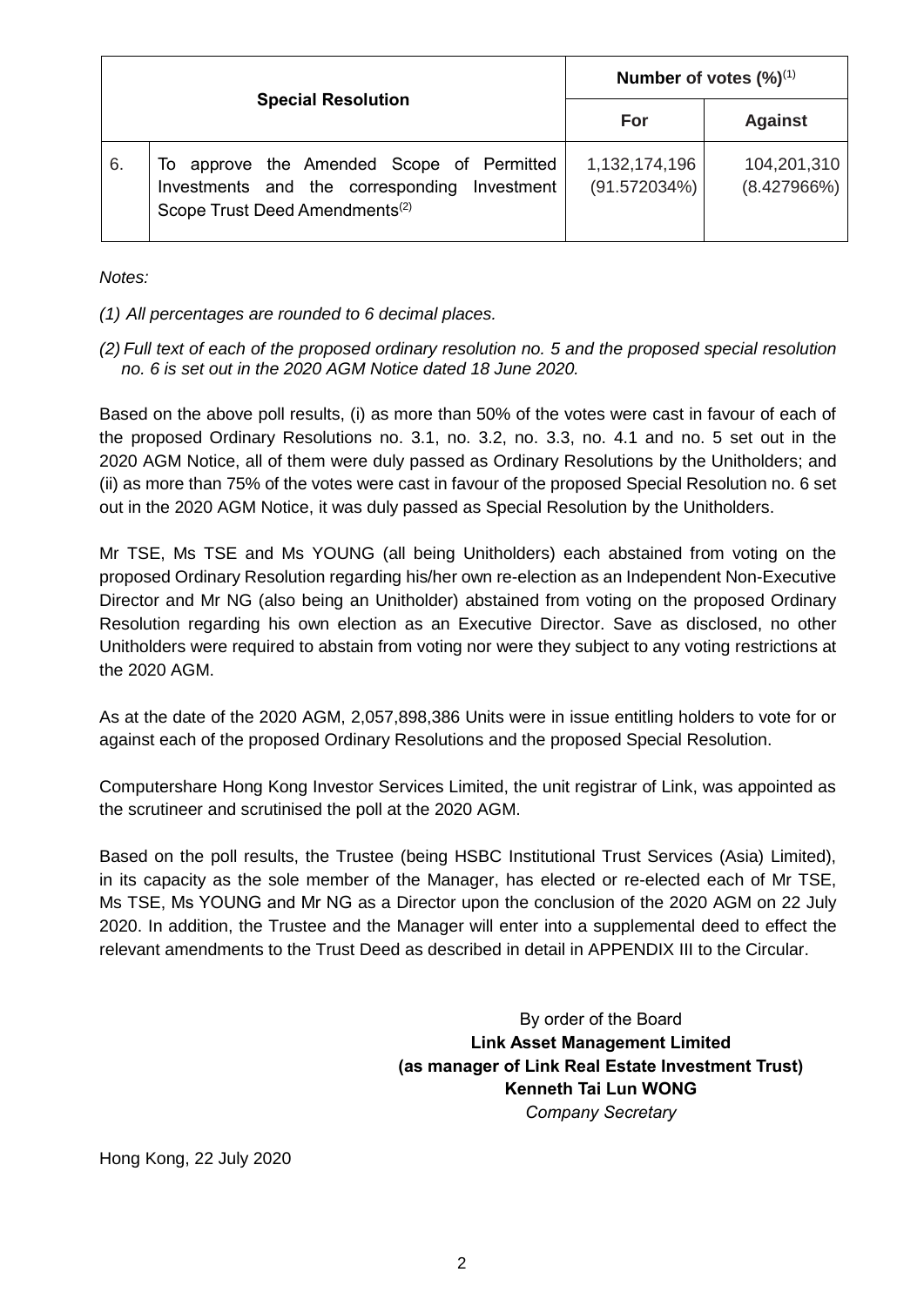| Special Resolution | | Number of votes (%)[1] | |
|---|---|---|---|
| | | For | Against |
| 6. | To approve the Amended Scope of Permitted Investments and the corresponding Investment Scope Trust Deed Amendments[2] | 1,132,174,196 (91.572034%) | 104,201,310 (8.427966%) |

*Notes:*

*(1) All percentages are rounded to 6 decimal places.*

*(2) Full text of each of the proposed ordinary resolution no. 5 and the proposed special resolution no. 6 is set out in the 2020 AGM Notice dated 18 June 2020.*

Based on the above poll results, (i) as more than 50% of the votes were cast in favour of each of the proposed Ordinary Resolutions no. 3.1, no. 3.2, no. 3.3, no. 4.1 and no. 5 set out in the 2020 AGM Notice, all of them were duly passed as Ordinary Resolutions by the Unitholders; and (ii) as more than 75% of the votes were cast in favour of the proposed Special Resolution no. 6 set out in the 2020 AGM Notice, it was duly passed as Special Resolution by the Unitholders.

Mr TSE, Ms TSE and Ms YOUNG (all being Unitholders) each abstained from voting on the proposed Ordinary Resolution regarding his/her own re-election as an Independent Non-Executive Director and Mr NG (also being an Unitholder) abstained from voting on the proposed Ordinary Resolution regarding his own election as an Executive Director. Save as disclosed, no other Unitholders were required to abstain from voting nor were they subject to any voting restrictions at the 2020 AGM.

As at the date of the 2020 AGM, 2,057,898,386 Units were in issue entitling holders to vote for or against each of the proposed Ordinary Resolutions and the proposed Special Resolution.

Computershare Hong Kong Investor Services Limited, the unit registrar of Link, was appointed as the scrutineer and scrutinised the poll at the 2020 AGM.

Based on the poll results, the Trustee (being HSBC Institutional Trust Services (Asia) Limited), in its capacity as the sole member of the Manager, has elected or re-elected each of Mr TSE, Ms TSE, Ms YOUNG and Mr NG as a Director upon the conclusion of the 2020 AGM on 22 July 2020. In addition, the Trustee and the Manager will enter into a supplemental deed to effect the relevant amendments to the Trust Deed as described in detail in APPENDIX III to the Circular.

By order of the Board
**Link Asset Management Limited**
**(as manager of Link Real Estate Investment Trust)**
**Kenneth Tai Lun WONG**
*Company Secretary*

Hong Kong, 22 July 2020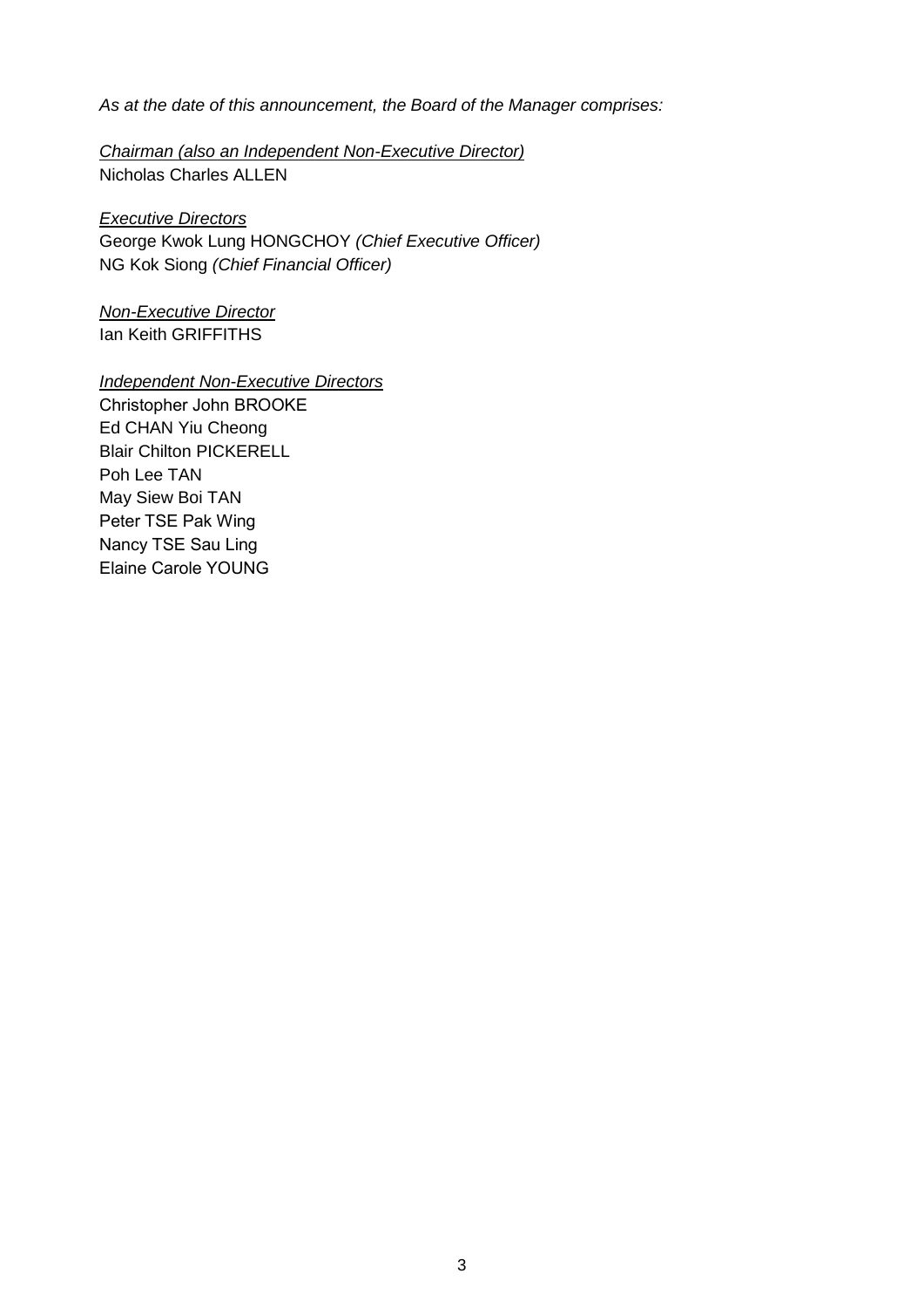*As at the date of this announcement, the Board of the Manager comprises:*

*Chairman (also an Independent Non-Executive Director)*
Nicholas Charles ALLEN

*Executive Directors*
George Kwok Lung HONGCHOY *(Chief Executive Officer)*
NG Kok Siong *(Chief Financial Officer)*

*Non-Executive Director*
Ian Keith GRIFFITHS

*Independent Non-Executive Directors*
Christopher John BROOKE
Ed CHAN Yiu Cheong
Blair Chilton PICKERELL
Poh Lee TAN
May Siew Boi TAN
Peter TSE Pak Wing
Nancy TSE Sau Ling
Elaine Carole YOUNG